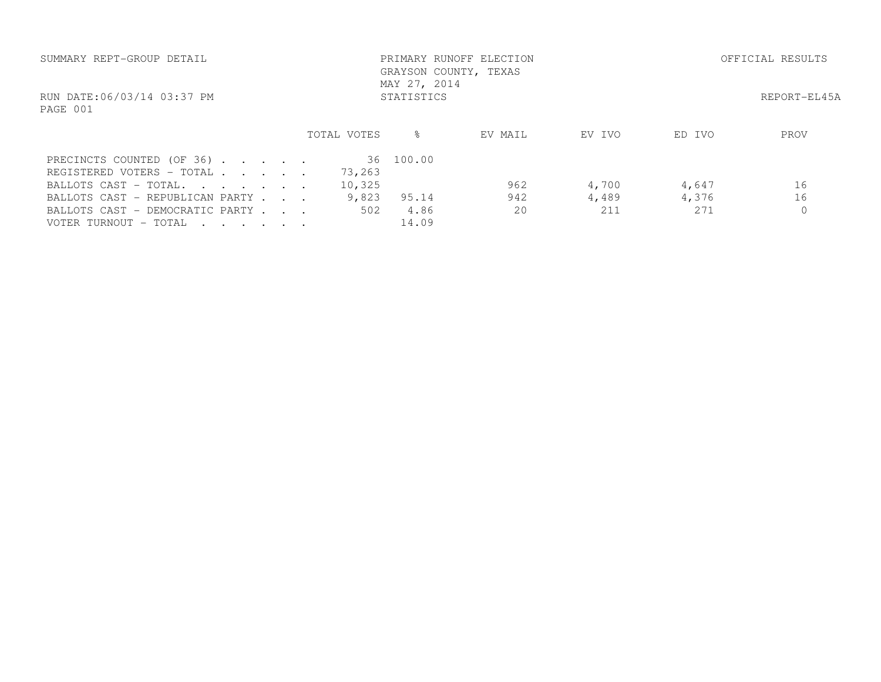SUMMARY REPT-GROUP DETAIL

PRIMARY RUNOFF ELECTION
GRAYSON COUNTY, TEXAS
MAY 27, 2014
STATISTICS

OFFICIAL RESULTS

RUN DATE:06/03/14 03:37 PM

REPORT-EL45A

| | TOTAL VOTES | % | EV MAIL | EV IVO | ED IVO | PROV |
|---|---|---|---|---|---|---|
| PRECINCTS COUNTED (OF 36) . . . . . | 36 | 100.00 | | | | |
| REGISTERED VOTERS - TOTAL . . . . . | 73,263 | | | | | |
| BALLOTS CAST - TOTAL. . . . . . . | 10,325 | | 962 | 4,700 | 4,647 | 16 |
| BALLOTS CAST - REPUBLICAN PARTY . . . | 9,823 | 95.14 | 942 | 4,489 | 4,376 | 16 |
| BALLOTS CAST - DEMOCRATIC PARTY . . . | 502 | 4.86 | 20 | 211 | 271 | 0 |
| VOTER TURNOUT - TOTAL . . . . . . | | 14.09 | | | | |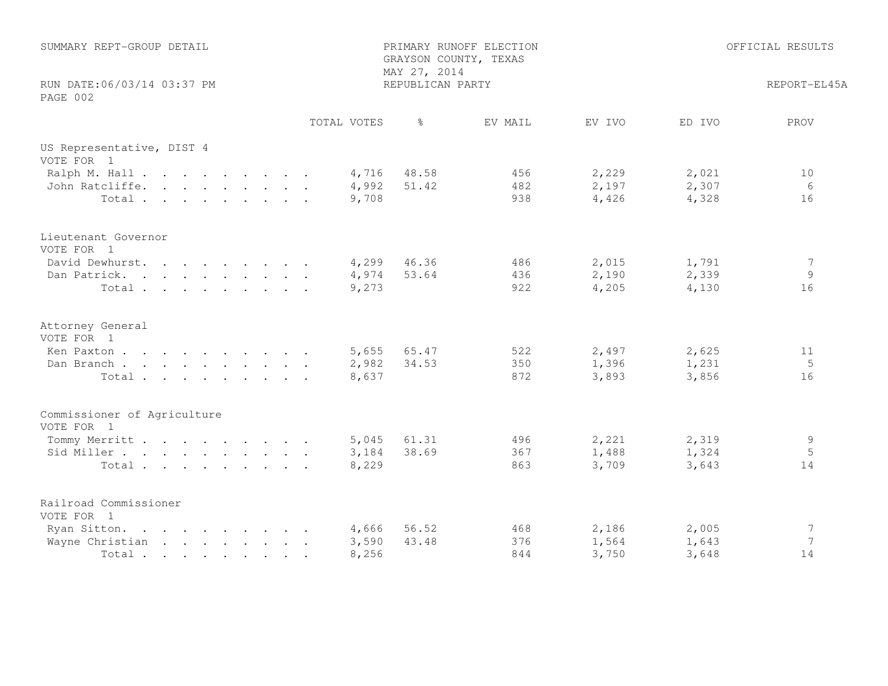SUMMARY REPT-GROUP DETAIL

PRIMARY RUNOFF ELECTION
GRAYSON COUNTY, TEXAS
MAY 27, 2014
REPUBLICAN PARTY

OFFICIAL RESULTS

RUN DATE:06/03/14 03:37 PM

REPORT-EL45A

| | TOTAL VOTES | % | EV MAIL | EV IVO | ED IVO | PROV |
|---|---|---|---|---|---|---|
| **US Representative, DIST 4** | | | | | | |
| VOTE FOR 1 | | | | | | |
| Ralph M. Hall | 4,716 | 48.58 | 456 | 2,229 | 2,021 | 10 |
| John Ratcliffe | 4,992 | 51.42 | 482 | 2,197 | 2,307 | 6 |
| Total | 9,708 | | 938 | 4,426 | 4,328 | 16 |
| **Lieutenant Governor** | | | | | | |
| VOTE FOR 1 | | | | | | |
| David Dewhurst | 4,299 | 46.36 | 486 | 2,015 | 1,791 | 7 |
| Dan Patrick | 4,974 | 53.64 | 436 | 2,190 | 2,339 | 9 |
| Total | 9,273 | | 922 | 4,205 | 4,130 | 16 |
| **Attorney General** | | | | | | |
| VOTE FOR 1 | | | | | | |
| Ken Paxton | 5,655 | 65.47 | 522 | 2,497 | 2,625 | 11 |
| Dan Branch | 2,982 | 34.53 | 350 | 1,396 | 1,231 | 5 |
| Total | 8,637 | | 872 | 3,893 | 3,856 | 16 |
| **Commissioner of Agriculture** | | | | | | |
| VOTE FOR 1 | | | | | | |
| Tommy Merritt | 5,045 | 61.31 | 496 | 2,221 | 2,319 | 9 |
| Sid Miller | 3,184 | 38.69 | 367 | 1,488 | 1,324 | 5 |
| Total | 8,229 | | 863 | 3,709 | 3,643 | 14 |
| **Railroad Commissioner** | | | | | | |
| VOTE FOR 1 | | | | | | |
| Ryan Sitton | 4,666 | 56.52 | 468 | 2,186 | 2,005 | 7 |
| Wayne Christian | 3,590 | 43.48 | 376 | 1,564 | 1,643 | 7 |
| Total | 8,256 | | 844 | 3,750 | 3,648 | 14 |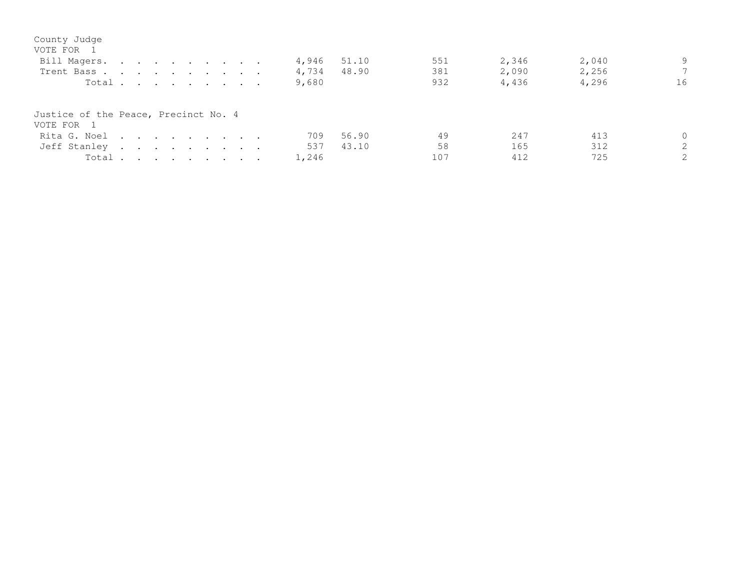County Judge
VOTE FOR 1

| | | | | | | |
|---|---|---|---|---|---|---|
| Bill Magers | 4,946 | 51.10 | 551 | 2,346 | 2,040 | 9 |
| Trent Bass | 4,734 | 48.90 | 381 | 2,090 | 2,256 | 7 |
| Total | 9,680 | | 932 | 4,436 | 4,296 | 16 |

Justice of the Peace, Precinct No. 4
VOTE FOR 1

| | | | | | | |
|---|---|---|---|---|---|---|
| Rita G. Noel | 709 | 56.90 | 49 | 247 | 413 | 0 |
| Jeff Stanley | 537 | 43.10 | 58 | 165 | 312 | 2 |
| Total | 1,246 | | 107 | 412 | 725 | 2 |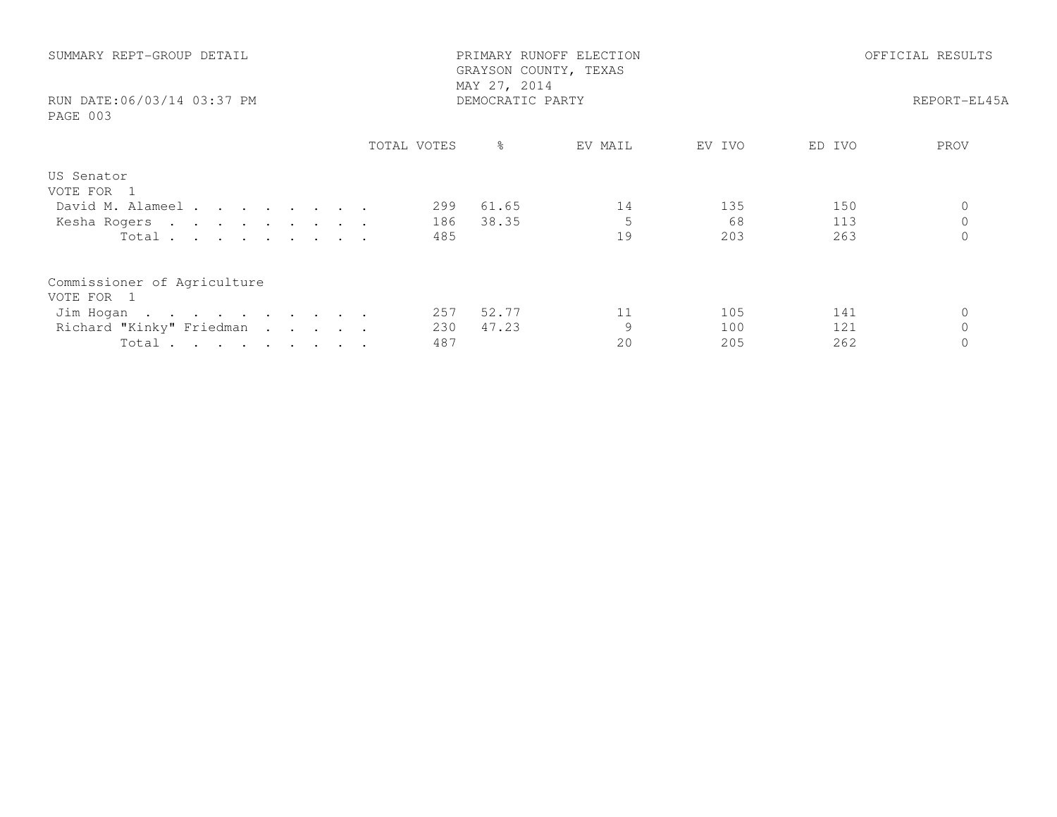SUMMARY REPT-GROUP DETAIL

PRIMARY RUNOFF ELECTION
GRAYSON COUNTY, TEXAS
MAY 27, 2014
DEMOCRATIC PARTY

OFFICIAL RESULTS

RUN DATE:06/03/14 03:37 PM

REPORT-EL45A

| | TOTAL VOTES | % | EV MAIL | EV IVO | ED IVO | PROV |
|---|---|---|---|---|---|---|
| **US Senator** | | | | | | |
| VOTE FOR 1 | | | | | | |
| David M. Alameel | 299 | 61.65 | 14 | 135 | 150 | 0 |
| Kesha Rogers | 186 | 38.35 | 5 | 68 | 113 | 0 |
| Total | 485 | | 19 | 203 | 263 | 0 |
| **Commissioner of Agriculture** | | | | | | |
| VOTE FOR 1 | | | | | | |
| Jim Hogan | 257 | 52.77 | 11 | 105 | 141 | 0 |
| Richard "Kinky" Friedman | 230 | 47.23 | 9 | 100 | 121 | 0 |
| Total | 487 | | 20 | 205 | 262 | 0 |